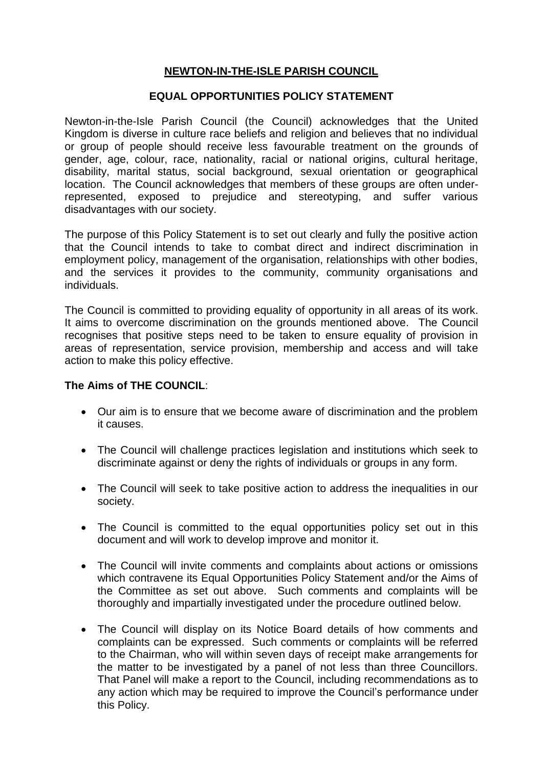# **NEWTON-IN-THE-ISLE PARISH COUNCIL**

## **EQUAL OPPORTUNITIES POLICY STATEMENT**

Newton-in-the-Isle Parish Council (the Council) acknowledges that the United Kingdom is diverse in culture race beliefs and religion and believes that no individual or group of people should receive less favourable treatment on the grounds of gender, age, colour, race, nationality, racial or national origins, cultural heritage, disability, marital status, social background, sexual orientation or geographical location. The Council acknowledges that members of these groups are often under-represented, exposed to prejudice and stereotyping, and suffer various disadvantages with our society.

The purpose of this Policy Statement is to set out clearly and fully the positive action that the Council intends to take to combat direct and indirect discrimination in employment policy, management of the organisation, relationships with other bodies, and the services it provides to the community, community organisations and individuals.

The Council is committed to providing equality of opportunity in all areas of its work. It aims to overcome discrimination on the grounds mentioned above. The Council recognises that positive steps need to be taken to ensure equality of provision in areas of representation, service provision, membership and access and will take action to make this policy effective.

**The Aims of THE COUNCIL**:

- Our aim is to ensure that we become aware of discrimination and the problem it causes.
- The Council will challenge practices legislation and institutions which seek to discriminate against or deny the rights of individuals or groups in any form.
- The Council will seek to take positive action to address the inequalities in our society.
- The Council is committed to the equal opportunities policy set out in this document and will work to develop improve and monitor it.
- The Council will invite comments and complaints about actions or omissions which contravene its Equal Opportunities Policy Statement and/or the Aims of the Committee as set out above. Such comments and complaints will be thoroughly and impartially investigated under the procedure outlined below.
- The Council will display on its Notice Board details of how comments and complaints can be expressed. Such comments or complaints will be referred to the Chairman, who will within seven days of receipt make arrangements for the matter to be investigated by a panel of not less than three Councillors. That Panel will make a report to the Council, including recommendations as to any action which may be required to improve the Council's performance under this Policy.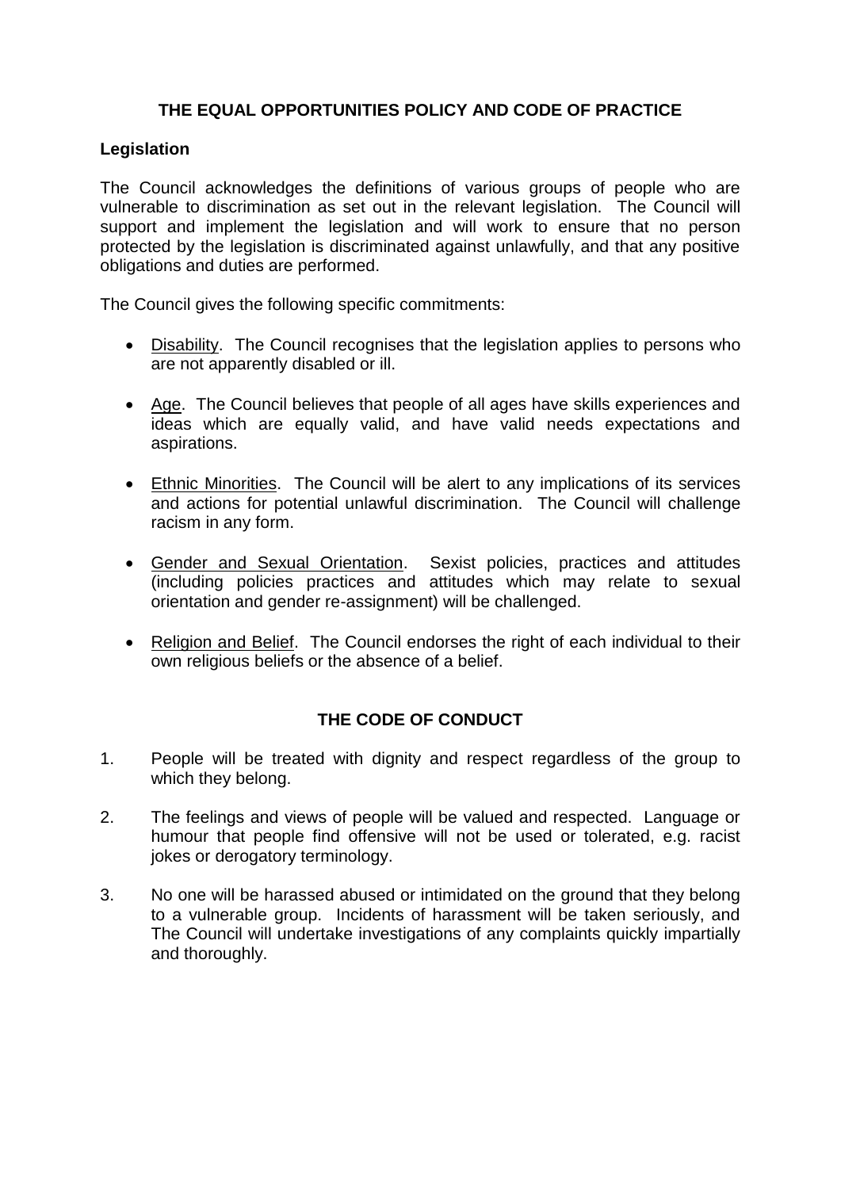## THE EQUAL OPPORTUNITIES POLICY AND CODE OF PRACTICE

**Legislation**

The Council acknowledges the definitions of various groups of people who are vulnerable to discrimination as set out in the relevant legislation. The Council will support and implement the legislation and will work to ensure that no person protected by the legislation is discriminated against unlawfully, and that any positive obligations and duties are performed.

The Council gives the following specific commitments:

- <u>Disability</u>. The Council recognises that the legislation applies to persons who are not apparently disabled or ill.
- <u>Age</u>. The Council believes that people of all ages have skills experiences and ideas which are equally valid, and have valid needs expectations and aspirations.
- <u>Ethnic Minorities</u>. The Council will be alert to any implications of its services and actions for potential unlawful discrimination. The Council will challenge racism in any form.
- <u>Gender and Sexual Orientation</u>. Sexist policies, practices and attitudes (including policies practices and attitudes which may relate to sexual orientation and gender re-assignment) will be challenged.
- <u>Religion and Belief</u>. The Council endorses the right of each individual to their own religious beliefs or the absence of a belief.

## THE CODE OF CONDUCT

1. People will be treated with dignity and respect regardless of the group to which they belong.
2. The feelings and views of people will be valued and respected. Language or humour that people find offensive will not be used or tolerated, e.g. racist jokes or derogatory terminology.
3. No one will be harassed abused or intimidated on the ground that they belong to a vulnerable group. Incidents of harassment will be taken seriously, and The Council will undertake investigations of any complaints quickly impartially and thoroughly.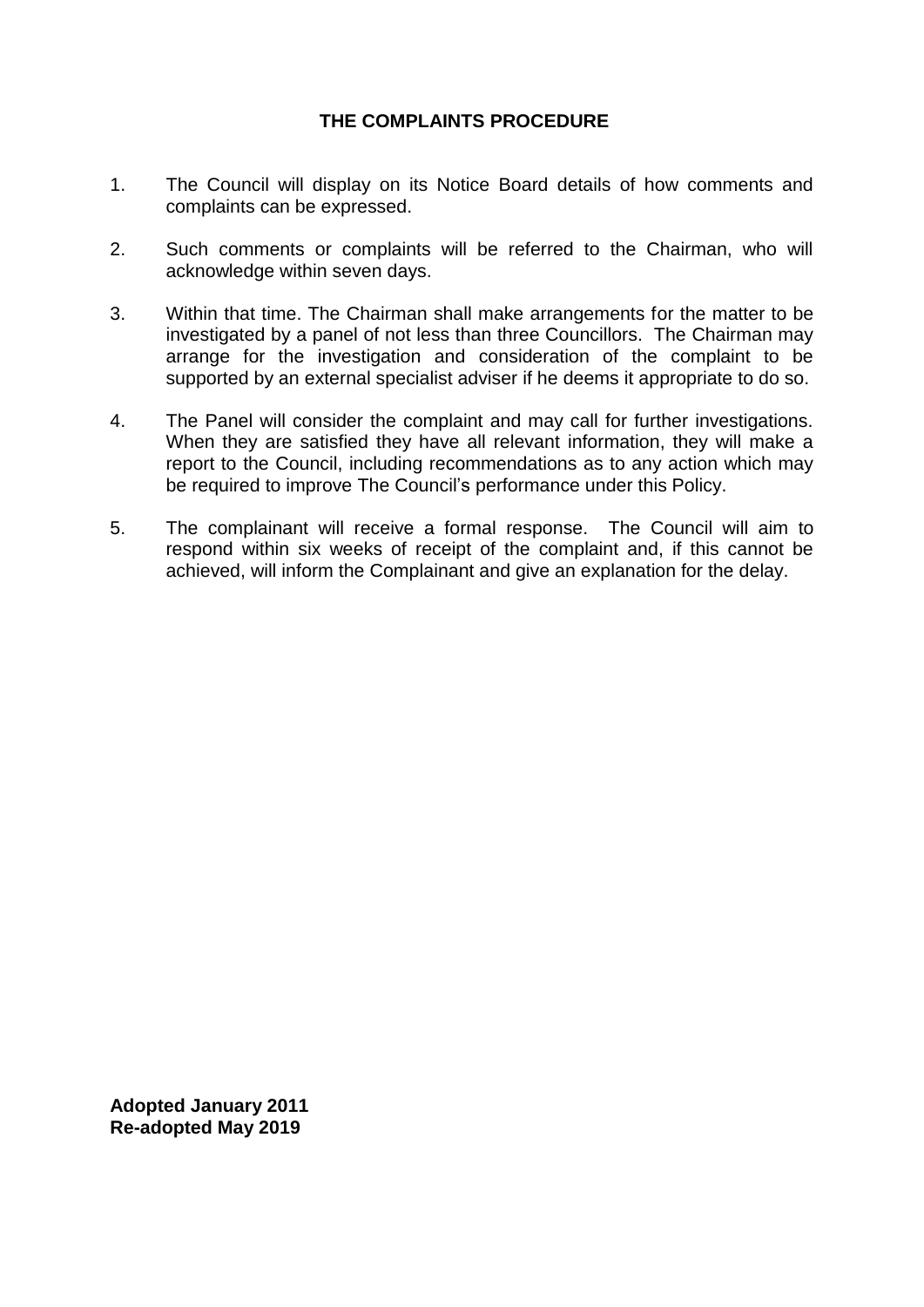## THE COMPLAINTS PROCEDURE

1. The Council will display on its Notice Board details of how comments and complaints can be expressed.

2. Such comments or complaints will be referred to the Chairman, who will acknowledge within seven days.

3. Within that time. The Chairman shall make arrangements for the matter to be investigated by a panel of not less than three Councillors. The Chairman may arrange for the investigation and consideration of the complaint to be supported by an external specialist adviser if he deems it appropriate to do so.

4. The Panel will consider the complaint and may call for further investigations. When they are satisfied they have all relevant information, they will make a report to the Council, including recommendations as to any action which may be required to improve The Council's performance under this Policy.

5. The complainant will receive a formal response. The Council will aim to respond within six weeks of receipt of the complaint and, if this cannot be achieved, will inform the Complainant and give an explanation for the delay.

**Adopted January 2011**
**Re-adopted May 2019**